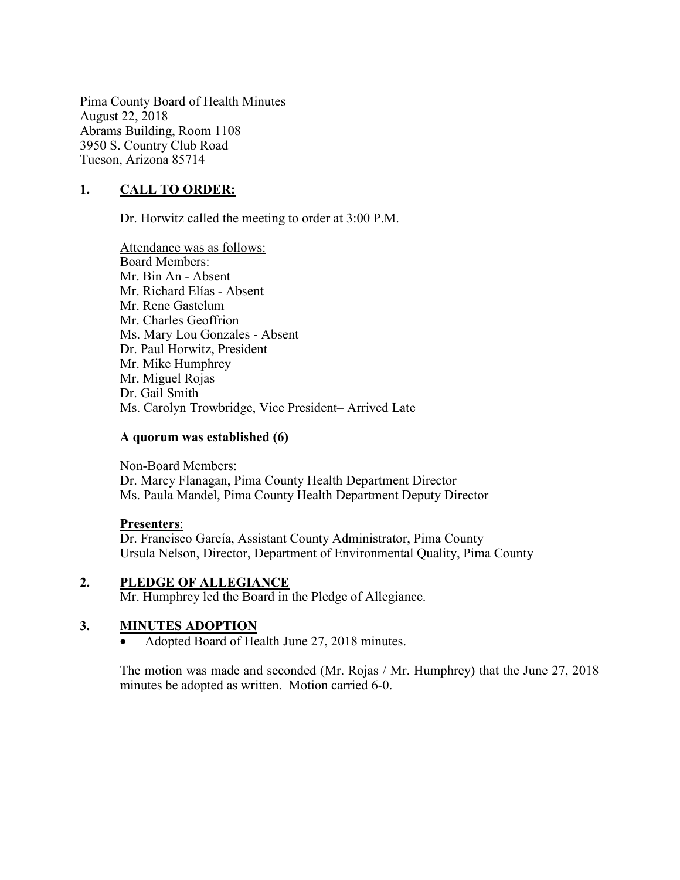Pima County Board of Health Minutes
August 22, 2018
Abrams Building, Room 1108
3950 S. Country Club Road
Tucson, Arizona 85714

## 1. CALL TO ORDER:

Dr. Horwitz called the meeting to order at 3:00 P.M.

Attendance was as follows:
Board Members:
Mr. Bin An - Absent
Mr. Richard Elías - Absent
Mr. Rene Gastelum
Mr. Charles Geoffrion
Ms. Mary Lou Gonzales - Absent
Dr. Paul Horwitz, President
Mr. Mike Humphrey
Mr. Miguel Rojas
Dr. Gail Smith
Ms. Carolyn Trowbridge, Vice President– Arrived Late

**A quorum was established (6)**

Non-Board Members:
Dr. Marcy Flanagan, Pima County Health Department Director
Ms. Paula Mandel, Pima County Health Department Deputy Director

**Presenters**:
Dr. Francisco García, Assistant County Administrator, Pima County
Ursula Nelson, Director, Department of Environmental Quality, Pima County

## 2. PLEDGE OF ALLEGIANCE

Mr. Humphrey led the Board in the Pledge of Allegiance.

## 3. MINUTES ADOPTION

- Adopted Board of Health June 27, 2018 minutes.

The motion was made and seconded (Mr. Rojas / Mr. Humphrey) that the June 27, 2018 minutes be adopted as written. Motion carried 6-0.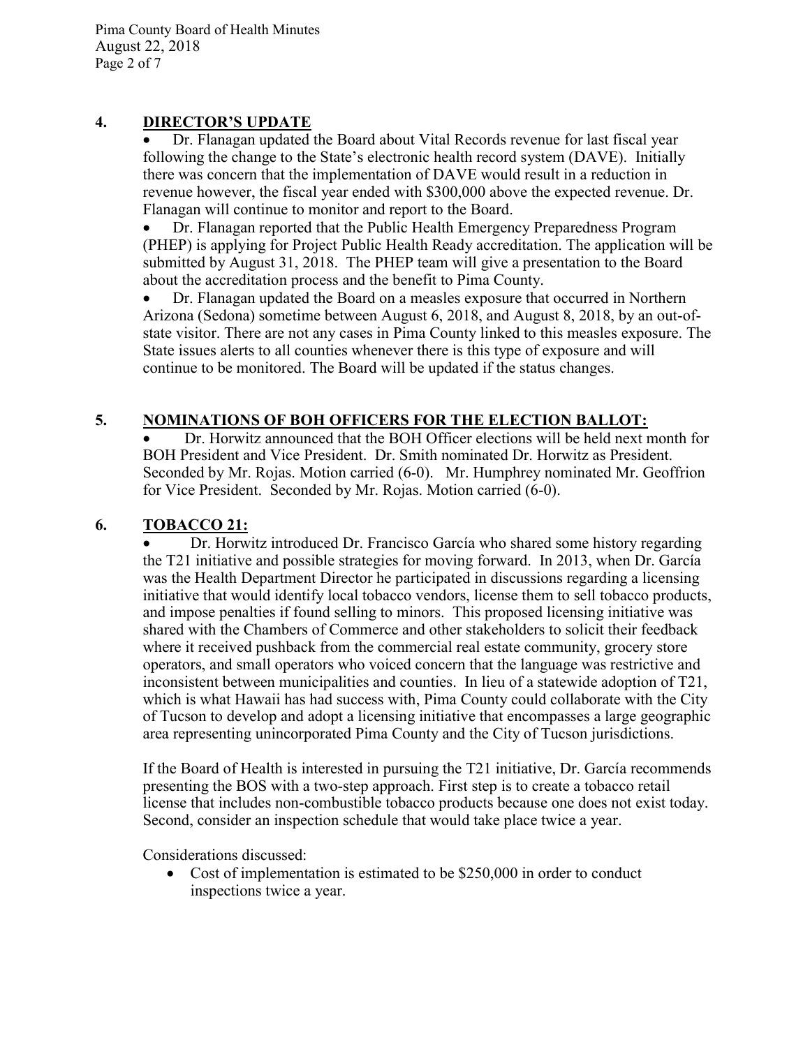## 4. DIRECTOR'S UPDATE

- Dr. Flanagan updated the Board about Vital Records revenue for last fiscal year following the change to the State's electronic health record system (DAVE). Initially there was concern that the implementation of DAVE would result in a reduction in revenue however, the fiscal year ended with $300,000 above the expected revenue. Dr. Flanagan will continue to monitor and report to the Board.
- Dr. Flanagan reported that the Public Health Emergency Preparedness Program (PHEP) is applying for Project Public Health Ready accreditation. The application will be submitted by August 31, 2018. The PHEP team will give a presentation to the Board about the accreditation process and the benefit to Pima County.
- Dr. Flanagan updated the Board on a measles exposure that occurred in Northern Arizona (Sedona) sometime between August 6, 2018, and August 8, 2018, by an out-of-state visitor. There are not any cases in Pima County linked to this measles exposure. The State issues alerts to all counties whenever there is this type of exposure and will continue to be monitored. The Board will be updated if the status changes.

## 5. NOMINATIONS OF BOH OFFICERS FOR THE ELECTION BALLOT:

- Dr. Horwitz announced that the BOH Officer elections will be held next month for BOH President and Vice President. Dr. Smith nominated Dr. Horwitz as President. Seconded by Mr. Rojas. Motion carried (6-0). Mr. Humphrey nominated Mr. Geoffrion for Vice President. Seconded by Mr. Rojas. Motion carried (6-0).

## 6. TOBACCO 21:

- Dr. Horwitz introduced Dr. Francisco García who shared some history regarding the T21 initiative and possible strategies for moving forward. In 2013, when Dr. García was the Health Department Director he participated in discussions regarding a licensing initiative that would identify local tobacco vendors, license them to sell tobacco products, and impose penalties if found selling to minors. This proposed licensing initiative was shared with the Chambers of Commerce and other stakeholders to solicit their feedback where it received pushback from the commercial real estate community, grocery store operators, and small operators who voiced concern that the language was restrictive and inconsistent between municipalities and counties. In lieu of a statewide adoption of T21, which is what Hawaii has had success with, Pima County could collaborate with the City of Tucson to develop and adopt a licensing initiative that encompasses a large geographic area representing unincorporated Pima County and the City of Tucson jurisdictions.

If the Board of Health is interested in pursuing the T21 initiative, Dr. García recommends presenting the BOS with a two-step approach. First step is to create a tobacco retail license that includes non-combustible tobacco products because one does not exist today. Second, consider an inspection schedule that would take place twice a year.

Considerations discussed:

- Cost of implementation is estimated to be $250,000 in order to conduct inspections twice a year.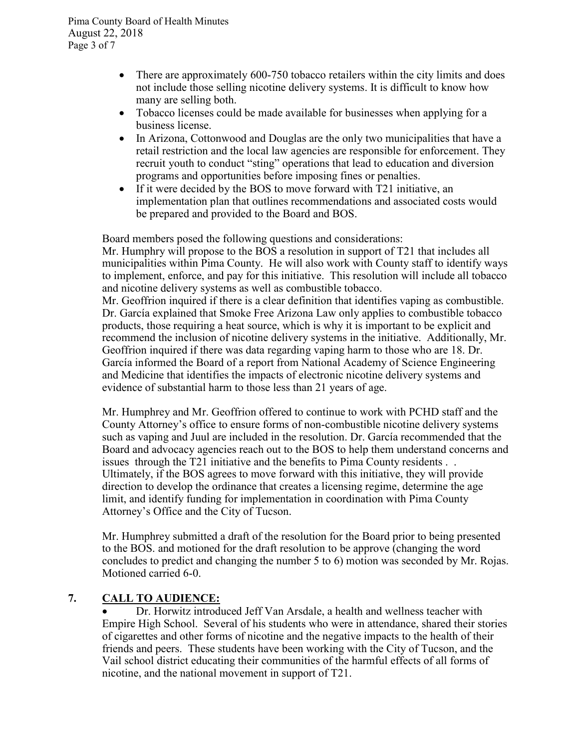- There are approximately 600-750 tobacco retailers within the city limits and does not include those selling nicotine delivery systems. It is difficult to know how many are selling both.
- Tobacco licenses could be made available for businesses when applying for a business license.
- In Arizona, Cottonwood and Douglas are the only two municipalities that have a retail restriction and the local law agencies are responsible for enforcement. They recruit youth to conduct "sting" operations that lead to education and diversion programs and opportunities before imposing fines or penalties.
- If it were decided by the BOS to move forward with T21 initiative, an implementation plan that outlines recommendations and associated costs would be prepared and provided to the Board and BOS.

Board members posed the following questions and considerations:
Mr. Humphry will propose to the BOS a resolution in support of T21 that includes all municipalities within Pima County. He will also work with County staff to identify ways to implement, enforce, and pay for this initiative. This resolution will include all tobacco and nicotine delivery systems as well as combustible tobacco.
Mr. Geoffrion inquired if there is a clear definition that identifies vaping as combustible. Dr. García explained that Smoke Free Arizona Law only applies to combustible tobacco products, those requiring a heat source, which is why it is important to be explicit and recommend the inclusion of nicotine delivery systems in the initiative. Additionally, Mr. Geoffrion inquired if there was data regarding vaping harm to those who are 18. Dr. García informed the Board of a report from National Academy of Science Engineering and Medicine that identifies the impacts of electronic nicotine delivery systems and evidence of substantial harm to those less than 21 years of age.

Mr. Humphrey and Mr. Geoffrion offered to continue to work with PCHD staff and the County Attorney's office to ensure forms of non-combustible nicotine delivery systems such as vaping and Juul are included in the resolution. Dr. García recommended that the Board and advocacy agencies reach out to the BOS to help them understand concerns and issues through the T21 initiative and the benefits to Pima County residents . . Ultimately, if the BOS agrees to move forward with this initiative, they will provide direction to develop the ordinance that creates a licensing regime, determine the age limit, and identify funding for implementation in coordination with Pima County Attorney's Office and the City of Tucson.

Mr. Humphrey submitted a draft of the resolution for the Board prior to being presented to the BOS. and motioned for the draft resolution to be approve (changing the word concludes to predict and changing the number 5 to 6) motion was seconded by Mr. Rojas. Motioned carried 6-0.

## 7. CALL TO AUDIENCE:

- Dr. Horwitz introduced Jeff Van Arsdale, a health and wellness teacher with Empire High School. Several of his students who were in attendance, shared their stories of cigarettes and other forms of nicotine and the negative impacts to the health of their friends and peers. These students have been working with the City of Tucson, and the Vail school district educating their communities of the harmful effects of all forms of nicotine, and the national movement in support of T21.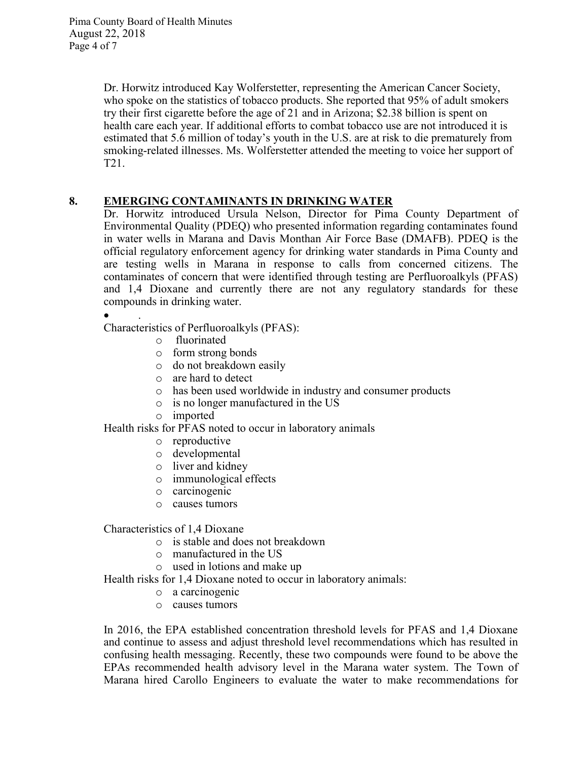Dr. Horwitz introduced Kay Wolferstetter, representing the American Cancer Society, who spoke on the statistics of tobacco products. She reported that 95% of adult smokers try their first cigarette before the age of 21 and in Arizona; $2.38 billion is spent on health care each year. If additional efforts to combat tobacco use are not introduced it is estimated that 5.6 million of today's youth in the U.S. are at risk to die prematurely from smoking-related illnesses. Ms. Wolferstetter attended the meeting to voice her support of T21.

## 8. EMERGING CONTAMINANTS IN DRINKING WATER

Dr. Horwitz introduced Ursula Nelson, Director for Pima County Department of Environmental Quality (PDEQ) who presented information regarding contaminates found in water wells in Marana and Davis Monthan Air Force Base (DMAFB). PDEQ is the official regulatory enforcement agency for drinking water standards in Pima County and are testing wells in Marana in response to calls from concerned citizens. The contaminates of concern that were identified through testing are Perfluoroalkyls (PFAS) and 1,4 Dioxane and currently there are not any regulatory standards for these compounds in drinking water.

- .

Characteristics of Perfluoroalkyls (PFAS):

- fluorinated
- form strong bonds
- do not breakdown easily
- are hard to detect
- has been used worldwide in industry and consumer products
- is no longer manufactured in the US
- imported

Health risks for PFAS noted to occur in laboratory animals

- reproductive
- developmental
- liver and kidney
- immunological effects
- carcinogenic
- causes tumors

Characteristics of 1,4 Dioxane

- is stable and does not breakdown
- manufactured in the US
- used in lotions and make up

Health risks for 1,4 Dioxane noted to occur in laboratory animals:

- a carcinogenic
- causes tumors

In 2016, the EPA established concentration threshold levels for PFAS and 1,4 Dioxane and continue to assess and adjust threshold level recommendations which has resulted in confusing health messaging. Recently, these two compounds were found to be above the EPAs recommended health advisory level in the Marana water system. The Town of Marana hired Carollo Engineers to evaluate the water to make recommendations for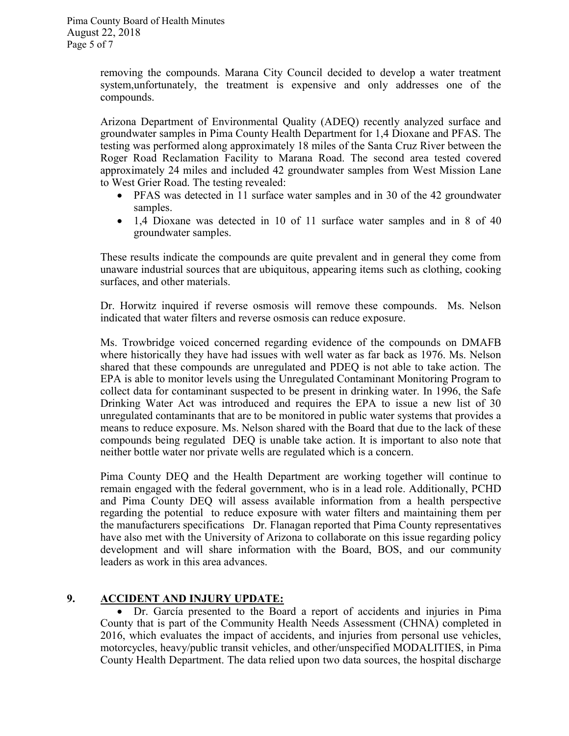removing the compounds. Marana City Council decided to develop a water treatment system,unfortunately, the treatment is expensive and only addresses one of the compounds.

Arizona Department of Environmental Quality (ADEQ) recently analyzed surface and groundwater samples in Pima County Health Department for 1,4 Dioxane and PFAS. The testing was performed along approximately 18 miles of the Santa Cruz River between the Roger Road Reclamation Facility to Marana Road. The second area tested covered approximately 24 miles and included 42 groundwater samples from West Mission Lane to West Grier Road. The testing revealed:

- PFAS was detected in 11 surface water samples and in 30 of the 42 groundwater samples.
- 1,4 Dioxane was detected in 10 of 11 surface water samples and in 8 of 40 groundwater samples.

These results indicate the compounds are quite prevalent and in general they come from unaware industrial sources that are ubiquitous, appearing items such as clothing, cooking surfaces, and other materials.

Dr. Horwitz inquired if reverse osmosis will remove these compounds. Ms. Nelson indicated that water filters and reverse osmosis can reduce exposure.

Ms. Trowbridge voiced concerned regarding evidence of the compounds on DMAFB where historically they have had issues with well water as far back as 1976. Ms. Nelson shared that these compounds are unregulated and PDEQ is not able to take action. The EPA is able to monitor levels using the Unregulated Contaminant Monitoring Program to collect data for contaminant suspected to be present in drinking water. In 1996, the Safe Drinking Water Act was introduced and requires the EPA to issue a new list of 30 unregulated contaminants that are to be monitored in public water systems that provides a means to reduce exposure. Ms. Nelson shared with the Board that due to the lack of these compounds being regulated DEQ is unable take action. It is important to also note that neither bottle water nor private wells are regulated which is a concern.

Pima County DEQ and the Health Department are working together will continue to remain engaged with the federal government, who is in a lead role. Additionally, PCHD and Pima County DEQ will assess available information from a health perspective regarding the potential to reduce exposure with water filters and maintaining them per the manufacturers specifications Dr. Flanagan reported that Pima County representatives have also met with the University of Arizona to collaborate on this issue regarding policy development and will share information with the Board, BOS, and our community leaders as work in this area advances.

## 9. ACCIDENT AND INJURY UPDATE:

- Dr. García presented to the Board a report of accidents and injuries in Pima County that is part of the Community Health Needs Assessment (CHNA) completed in 2016, which evaluates the impact of accidents, and injuries from personal use vehicles, motorcycles, heavy/public transit vehicles, and other/unspecified MODALITIES, in Pima County Health Department. The data relied upon two data sources, the hospital discharge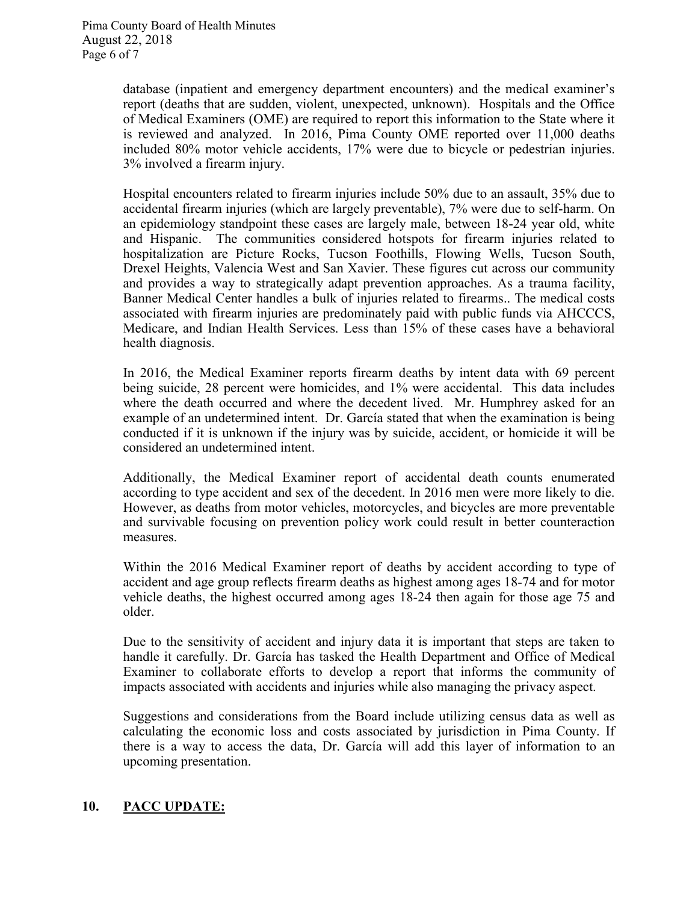database (inpatient and emergency department encounters) and the medical examiner's report (deaths that are sudden, violent, unexpected, unknown). Hospitals and the Office of Medical Examiners (OME) are required to report this information to the State where it is reviewed and analyzed. In 2016, Pima County OME reported over 11,000 deaths included 80% motor vehicle accidents, 17% were due to bicycle or pedestrian injuries. 3% involved a firearm injury.

Hospital encounters related to firearm injuries include 50% due to an assault, 35% due to accidental firearm injuries (which are largely preventable), 7% were due to self-harm. On an epidemiology standpoint these cases are largely male, between 18-24 year old, white and Hispanic. The communities considered hotspots for firearm injuries related to hospitalization are Picture Rocks, Tucson Foothills, Flowing Wells, Tucson South, Drexel Heights, Valencia West and San Xavier. These figures cut across our community and provides a way to strategically adapt prevention approaches. As a trauma facility, Banner Medical Center handles a bulk of injuries related to firearms.. The medical costs associated with firearm injuries are predominately paid with public funds via AHCCCS, Medicare, and Indian Health Services. Less than 15% of these cases have a behavioral health diagnosis.

In 2016, the Medical Examiner reports firearm deaths by intent data with 69 percent being suicide, 28 percent were homicides, and 1% were accidental. This data includes where the death occurred and where the decedent lived. Mr. Humphrey asked for an example of an undetermined intent. Dr. García stated that when the examination is being conducted if it is unknown if the injury was by suicide, accident, or homicide it will be considered an undetermined intent.

Additionally, the Medical Examiner report of accidental death counts enumerated according to type accident and sex of the decedent. In 2016 men were more likely to die. However, as deaths from motor vehicles, motorcycles, and bicycles are more preventable and survivable focusing on prevention policy work could result in better counteraction measures.

Within the 2016 Medical Examiner report of deaths by accident according to type of accident and age group reflects firearm deaths as highest among ages 18-74 and for motor vehicle deaths, the highest occurred among ages 18-24 then again for those age 75 and older.

Due to the sensitivity of accident and injury data it is important that steps are taken to handle it carefully. Dr. García has tasked the Health Department and Office of Medical Examiner to collaborate efforts to develop a report that informs the community of impacts associated with accidents and injuries while also managing the privacy aspect.

Suggestions and considerations from the Board include utilizing census data as well as calculating the economic loss and costs associated by jurisdiction in Pima County. If there is a way to access the data, Dr. García will add this layer of information to an upcoming presentation.

## 10. PACC UPDATE: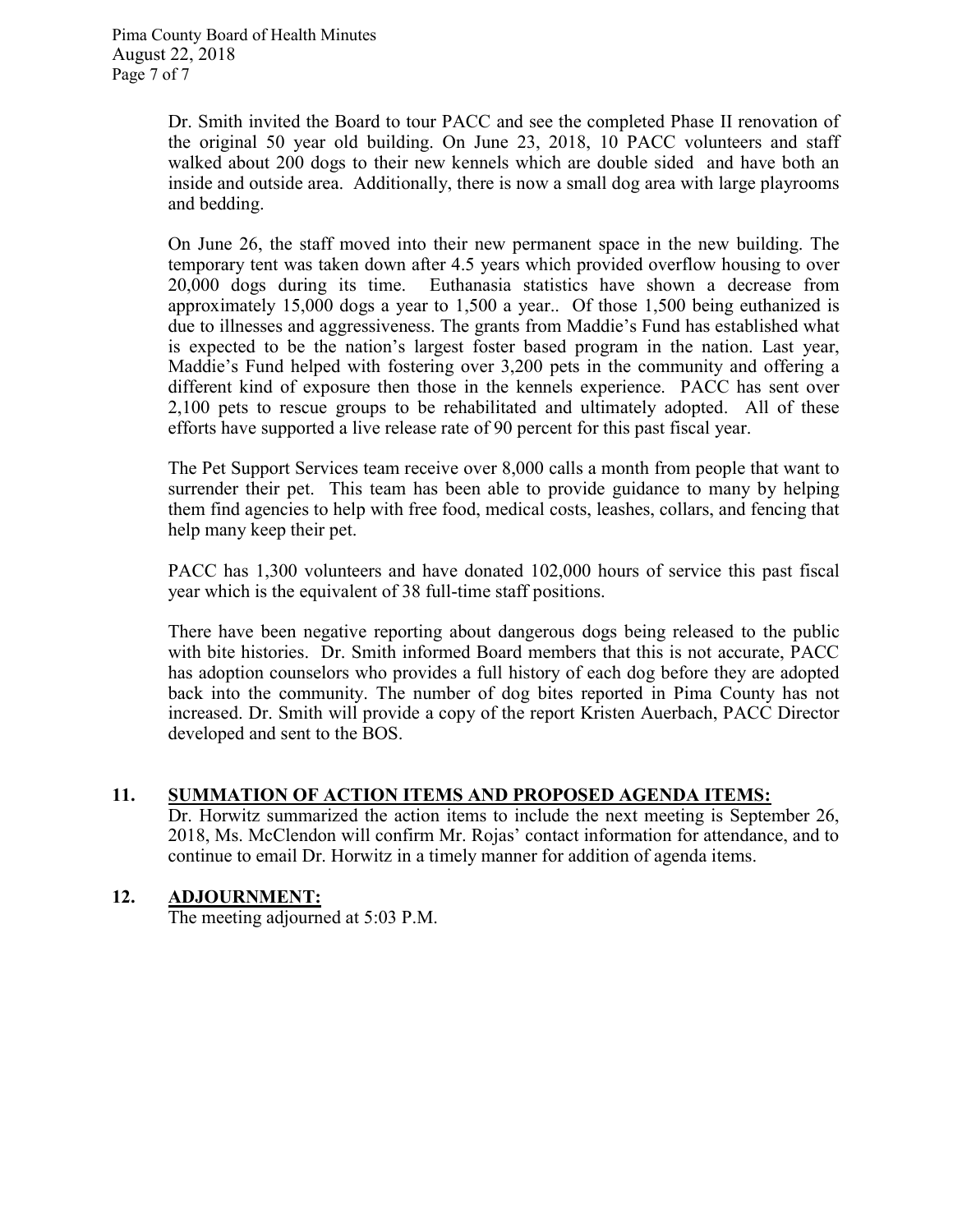Dr. Smith invited the Board to tour PACC and see the completed Phase II renovation of the original 50 year old building. On June 23, 2018, 10 PACC volunteers and staff walked about 200 dogs to their new kennels which are double sided and have both an inside and outside area. Additionally, there is now a small dog area with large playrooms and bedding.

On June 26, the staff moved into their new permanent space in the new building. The temporary tent was taken down after 4.5 years which provided overflow housing to over 20,000 dogs during its time. Euthanasia statistics have shown a decrease from approximately 15,000 dogs a year to 1,500 a year.. Of those 1,500 being euthanized is due to illnesses and aggressiveness. The grants from Maddie's Fund has established what is expected to be the nation's largest foster based program in the nation. Last year, Maddie's Fund helped with fostering over 3,200 pets in the community and offering a different kind of exposure then those in the kennels experience. PACC has sent over 2,100 pets to rescue groups to be rehabilitated and ultimately adopted. All of these efforts have supported a live release rate of 90 percent for this past fiscal year.

The Pet Support Services team receive over 8,000 calls a month from people that want to surrender their pet. This team has been able to provide guidance to many by helping them find agencies to help with free food, medical costs, leashes, collars, and fencing that help many keep their pet.

PACC has 1,300 volunteers and have donated 102,000 hours of service this past fiscal year which is the equivalent of 38 full-time staff positions.

There have been negative reporting about dangerous dogs being released to the public with bite histories. Dr. Smith informed Board members that this is not accurate, PACC has adoption counselors who provides a full history of each dog before they are adopted back into the community. The number of dog bites reported in Pima County has not increased. Dr. Smith will provide a copy of the report Kristen Auerbach, PACC Director developed and sent to the BOS.

## 11. SUMMATION OF ACTION ITEMS AND PROPOSED AGENDA ITEMS:

Dr. Horwitz summarized the action items to include the next meeting is September 26, 2018, Ms. McClendon will confirm Mr. Rojas' contact information for attendance, and to continue to email Dr. Horwitz in a timely manner for addition of agenda items.

## 12. ADJOURNMENT:

The meeting adjourned at 5:03 P.M.